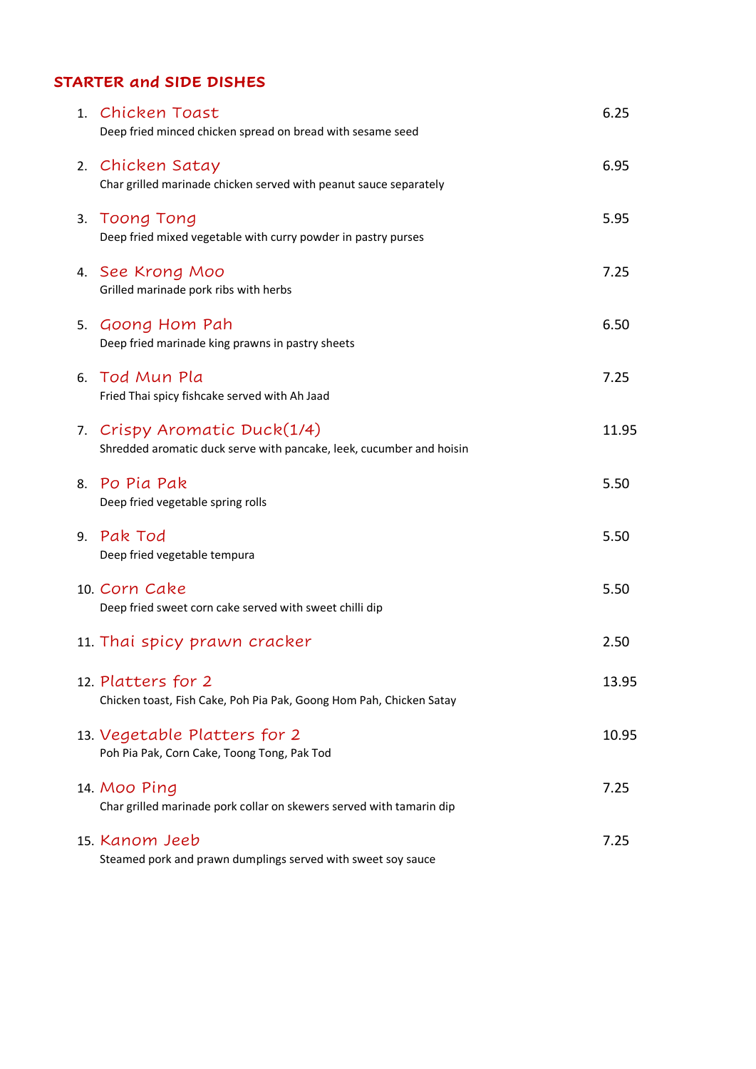## STARTER and SIDE DISHES

1. **Chicken Toast** — 6.25
   Deep fried minced chicken spread on bread with sesame seed

2. **Chicken Satay** — 6.95
   Char grilled marinade chicken served with peanut sauce separately

3. **Toong Tong** — 5.95
   Deep fried mixed vegetable with curry powder in pastry purses

4. **See Krong Moo** — 7.25
   Grilled marinade pork ribs with herbs

5. **Goong Hom Pah** — 6.50
   Deep fried marinade king prawns in pastry sheets

6. **Tod Mun Pla** — 7.25
   Fried Thai spicy fishcake served with Ah Jaad

7. **Crispy Aromatic Duck(1/4)** — 11.95
   Shredded aromatic duck serve with pancake, leek, cucumber and hoisin

8. **Po Pia Pak** — 5.50
   Deep fried vegetable spring rolls

9. **Pak Tod** — 5.50
   Deep fried vegetable tempura

10. **Corn Cake** — 5.50
    Deep fried sweet corn cake served with sweet chilli dip

11. **Thai spicy prawn cracker** — 2.50

12. **Platters for 2** — 13.95
    Chicken toast, Fish Cake, Poh Pia Pak, Goong Hom Pah, Chicken Satay

13. **Vegetable Platters for 2** — 10.95
    Poh Pia Pak, Corn Cake, Toong Tong, Pak Tod

14. **Moo Ping** — 7.25
    Char grilled marinade pork collar on skewers served with tamarin dip

15. **Kanom Jeeb** — 7.25
    Steamed pork and prawn dumplings served with sweet soy sauce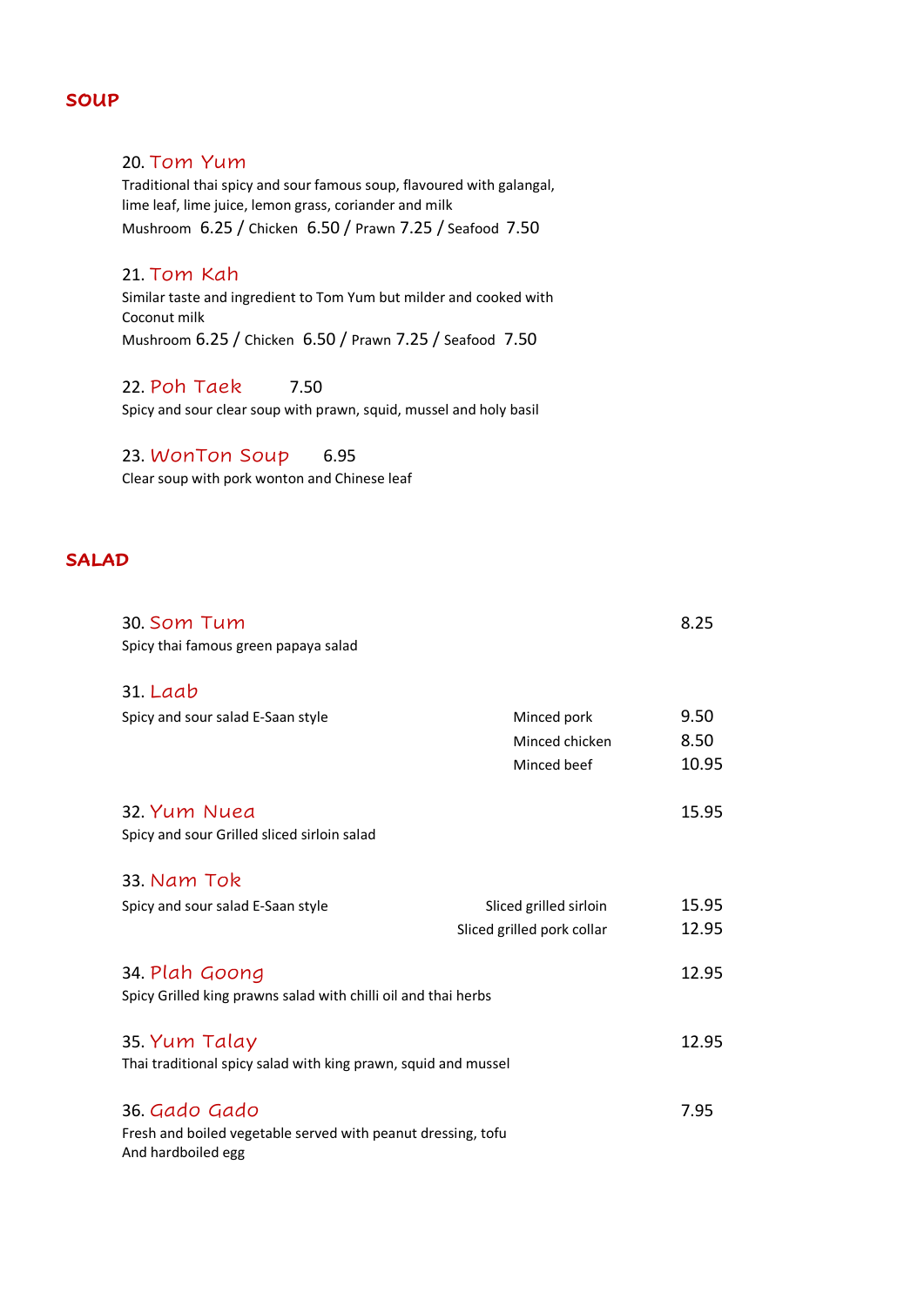## SOUP

### 20. Tom Yum

Traditional thai spicy and sour famous soup, flavoured with galangal, lime leaf, lime juice, lemon grass, coriander and milk

Mushroom 6.25 / Chicken 6.50 / Prawn 7.25 / Seafood 7.50

### 21. Tom Kah

Similar taste and ingredient to Tom Yum but milder and cooked with Coconut milk

Mushroom 6.25 / Chicken 6.50 / Prawn 7.25 / Seafood 7.50

### 22. Poh Taek 7.50

Spicy and sour clear soup with prawn, squid, mussel and holy basil

### 23. WonTon Soup 6.95

Clear soup with pork wonton and Chinese leaf

## SALAD

### 30. Som Tum — 8.25

Spicy thai famous green papaya salad

### 31. Laab

Spicy and sour salad E-Saan style

| | |
|---|---|
| Minced pork | 9.50 |
| Minced chicken | 8.50 |
| Minced beef | 10.95 |

### 32. Yum Nuea — 15.95

Spicy and sour Grilled sliced sirloin salad

### 33. Nam Tok

Spicy and sour salad E-Saan style

| | |
|---|---|
| Sliced grilled sirloin | 15.95 |
| Sliced grilled pork collar | 12.95 |

### 34. Plah Goong — 12.95

Spicy Grilled king prawns salad with chilli oil and thai herbs

### 35. Yum Talay — 12.95

Thai traditional spicy salad with king prawn, squid and mussel

### 36. Gado Gado — 7.95

Fresh and boiled vegetable served with peanut dressing, tofu And hardboiled egg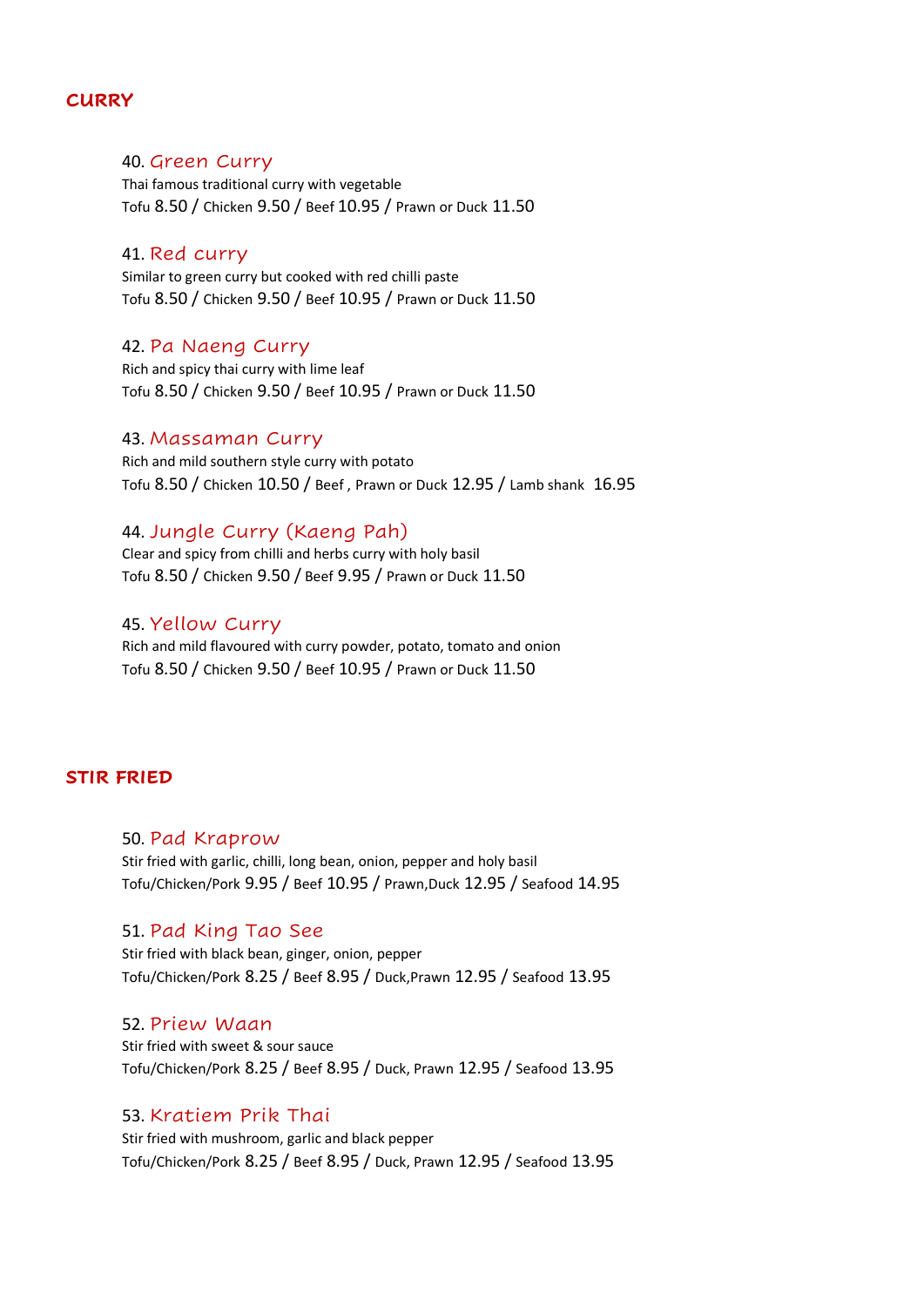## CURRY

### 40. Green Curry

Thai famous traditional curry with vegetable

Tofu 8.50 / Chicken 9.50 / Beef 10.95 / Prawn or Duck 11.50

### 41. Red curry

Similar to green curry but cooked with red chilli paste

Tofu 8.50 / Chicken 9.50 / Beef 10.95 / Prawn or Duck 11.50

### 42. Pa Naeng Curry

Rich and spicy thai curry with lime leaf

Tofu 8.50 / Chicken 9.50 / Beef 10.95 / Prawn or Duck 11.50

### 43. Massaman Curry

Rich and mild southern style curry with potato

Tofu 8.50 / Chicken 10.50 / Beef , Prawn or Duck 12.95 / Lamb shank 16.95

### 44. Jungle Curry (Kaeng Pah)

Clear and spicy from chilli and herbs curry with holy basil

Tofu 8.50 / Chicken 9.50 / Beef 9.95 / Prawn or Duck 11.50

### 45. Yellow Curry

Rich and mild flavoured with curry powder, potato, tomato and onion

Tofu 8.50 / Chicken 9.50 / Beef 10.95 / Prawn or Duck 11.50

## STIR FRIED

### 50. Pad Kraprow

Stir fried with garlic, chilli, long bean, onion, pepper and holy basil

Tofu/Chicken/Pork 9.95 / Beef 10.95 / Prawn,Duck 12.95 / Seafood 14.95

### 51. Pad King Tao See

Stir fried with black bean, ginger, onion, pepper

Tofu/Chicken/Pork 8.25 / Beef 8.95 / Duck,Prawn 12.95 / Seafood 13.95

### 52. Priew Waan

Stir fried with sweet & sour sauce

Tofu/Chicken/Pork 8.25 / Beef 8.95 / Duck, Prawn 12.95 / Seafood 13.95

### 53. Kratiem Prik Thai

Stir fried with mushroom, garlic and black pepper

Tofu/Chicken/Pork 8.25 / Beef 8.95 / Duck, Prawn 12.95 / Seafood 13.95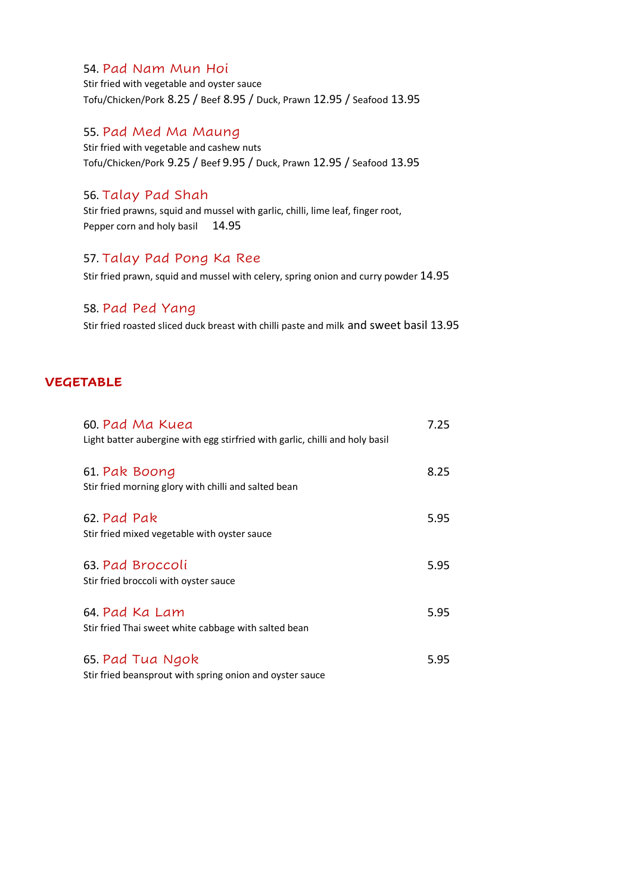54. Pad Nam Mun Hoi

Stir fried with vegetable and oyster sauce

Tofu/Chicken/Pork 8.25 / Beef 8.95 / Duck, Prawn 12.95 / Seafood 13.95

55. Pad Med Ma Maung

Stir fried with vegetable and cashew nuts

Tofu/Chicken/Pork 9.25 / Beef 9.95 / Duck, Prawn 12.95 / Seafood 13.95

56. Talay Pad Shah

Stir fried prawns, squid and mussel with garlic, chilli, lime leaf, finger root, Pepper corn and holy basil 14.95

57. Talay Pad Pong Ka Ree

Stir fried prawn, squid and mussel with celery, spring onion and curry powder 14.95

58. Pad Ped Yang

Stir fried roasted sliced duck breast with chilli paste and milk and sweet basil 13.95

## VEGETABLE

60. Pad Ma Kuea 7.25

Light batter aubergine with egg stirfried with garlic, chilli and holy basil

61. Pak Boong 8.25

Stir fried morning glory with chilli and salted bean

62. Pad Pak 5.95

Stir fried mixed vegetable with oyster sauce

63. Pad Broccoli 5.95

Stir fried broccoli with oyster sauce

64. Pad Ka Lam 5.95

Stir fried Thai sweet white cabbage with salted bean

65. Pad Tua Ngok 5.95

Stir fried beansprout with spring onion and oyster sauce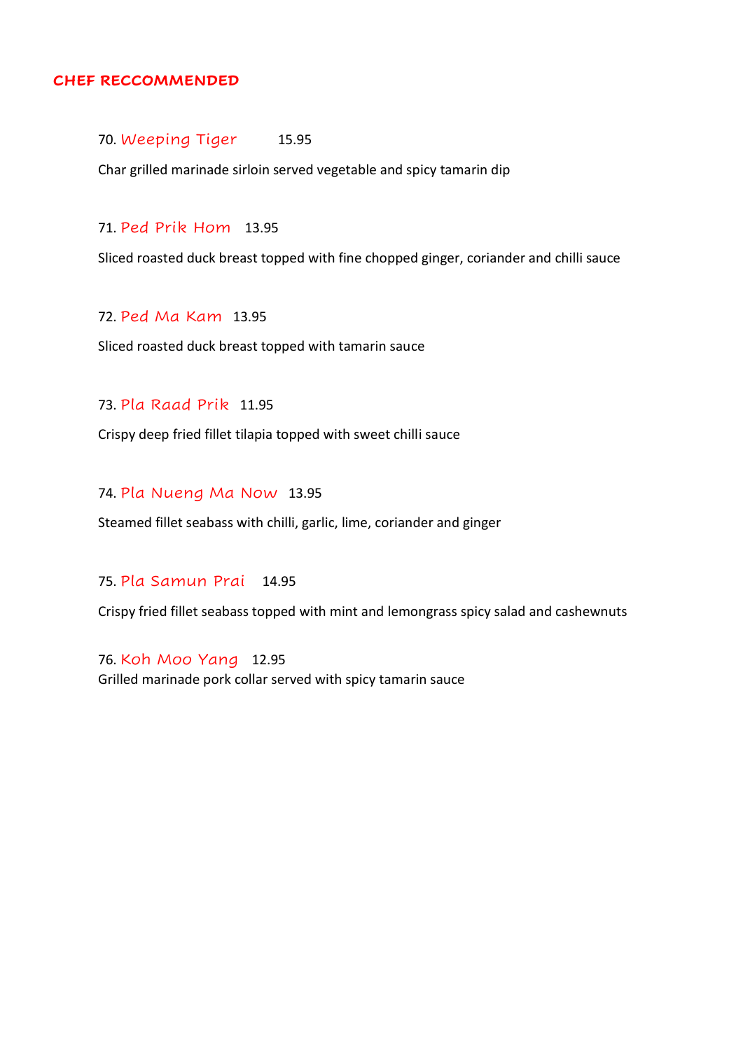## CHEF RECCOMMENDED

70. Weeping Tiger 15.95

Char grilled marinade sirloin served vegetable and spicy tamarin dip

71. Ped Prik Hom 13.95

Sliced roasted duck breast topped with fine chopped ginger, coriander and chilli sauce

72. Ped Ma Kam 13.95

Sliced roasted duck breast topped with tamarin sauce

73. Pla Raad Prik 11.95

Crispy deep fried fillet tilapia topped with sweet chilli sauce

74. Pla Nueng Ma Now 13.95

Steamed fillet seabass with chilli, garlic, lime, coriander and ginger

75. Pla Samun Prai 14.95

Crispy fried fillet seabass topped with mint and lemongrass spicy salad and cashewnuts

76. Koh Moo Yang 12.95

Grilled marinade pork collar served with spicy tamarin sauce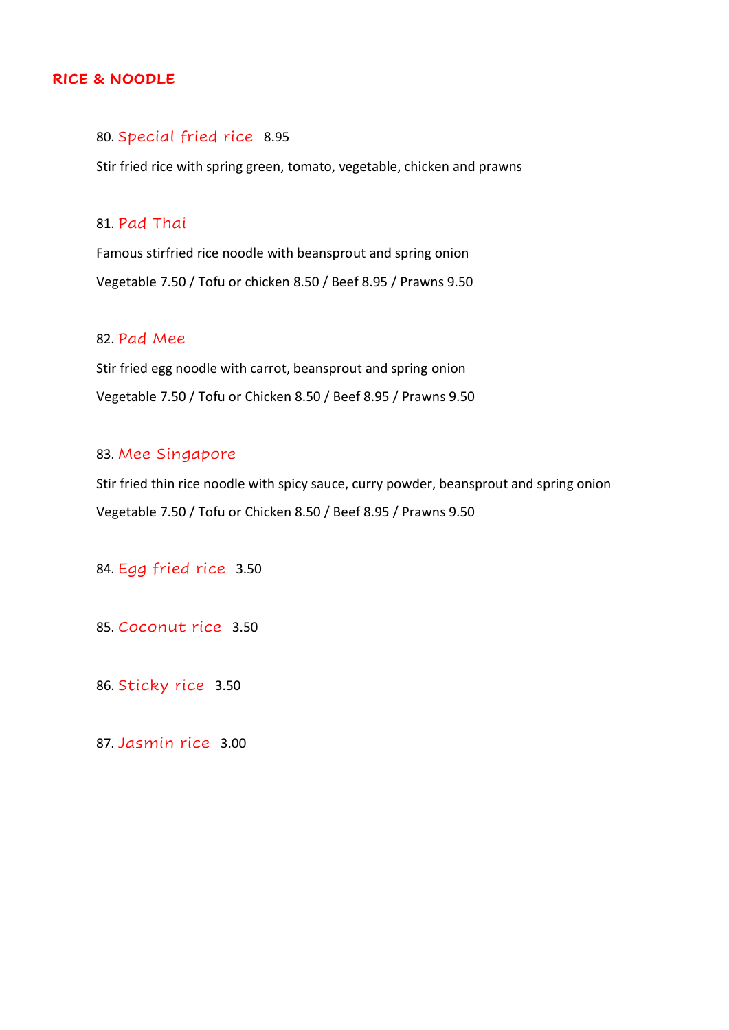## RICE & NOODLE

### 80. Special fried rice 8.95

Stir fried rice with spring green, tomato, vegetable, chicken and prawns

### 81. Pad Thai

Famous stirfried rice noodle with beansprout and spring onion

Vegetable 7.50 / Tofu or chicken 8.50 / Beef 8.95 / Prawns 9.50

### 82. Pad Mee

Stir fried egg noodle with carrot, beansprout and spring onion

Vegetable 7.50 / Tofu or Chicken 8.50 / Beef 8.95 / Prawns 9.50

### 83. Mee Singapore

Stir fried thin rice noodle with spicy sauce, curry powder, beansprout and spring onion

Vegetable 7.50 / Tofu or Chicken 8.50 / Beef 8.95 / Prawns 9.50

### 84. Egg fried rice 3.50

### 85. Coconut rice 3.50

### 86. Sticky rice 3.50

### 87. Jasmin rice 3.00